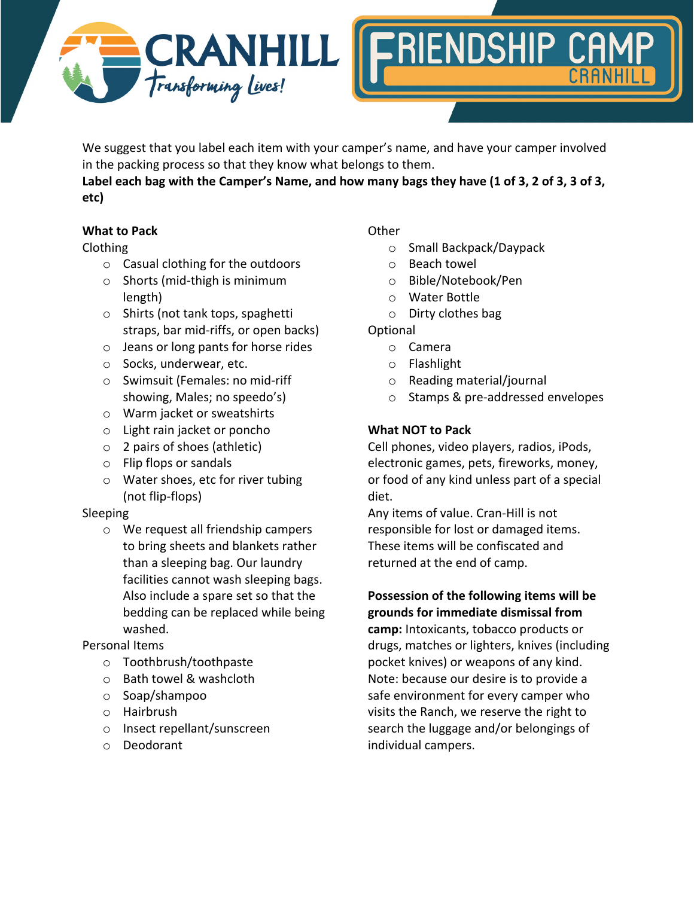# CRANHILL *Transforming Lives!* FRIENDSHIP CAMP CRANHILL

We suggest that you label each item with your camper's name, and have your camper involved in the packing process so that they know what belongs to them.

**Label each bag with the Camper's Name, and how many bags they have (1 of 3, 2 of 3, 3 of 3, etc)**

**What to Pack**

Clothing
- Casual clothing for the outdoors
- Shorts (mid-thigh is minimum length)
- Shirts (not tank tops, spaghetti straps, bar mid-riffs, or open backs)
- Jeans or long pants for horse rides
- Socks, underwear, etc.
- Swimsuit (Females: no mid-riff showing, Males; no speedo's)
- Warm jacket or sweatshirts
- Light rain jacket or poncho
- 2 pairs of shoes (athletic)
- Flip flops or sandals
- Water shoes, etc for river tubing (not flip-flops)

Sleeping
- We request all friendship campers to bring sheets and blankets rather than a sleeping bag. Our laundry facilities cannot wash sleeping bags. Also include a spare set so that the bedding can be replaced while being washed.

Personal Items
- Toothbrush/toothpaste
- Bath towel & washcloth
- Soap/shampoo
- Hairbrush
- Insect repellant/sunscreen
- Deodorant

Other
- Small Backpack/Daypack
- Beach towel
- Bible/Notebook/Pen
- Water Bottle
- Dirty clothes bag

Optional
- Camera
- Flashlight
- Reading material/journal
- Stamps & pre-addressed envelopes

**What NOT to Pack**

Cell phones, video players, radios, iPods, electronic games, pets, fireworks, money, or food of any kind unless part of a special diet.

Any items of value. Cran-Hill is not responsible for lost or damaged items. These items will be confiscated and returned at the end of camp.

**Possession of the following items will be grounds for immediate dismissal from camp:** Intoxicants, tobacco products or drugs, matches or lighters, knives (including pocket knives) or weapons of any kind. Note: because our desire is to provide a safe environment for every camper who visits the Ranch, we reserve the right to search the luggage and/or belongings of individual campers.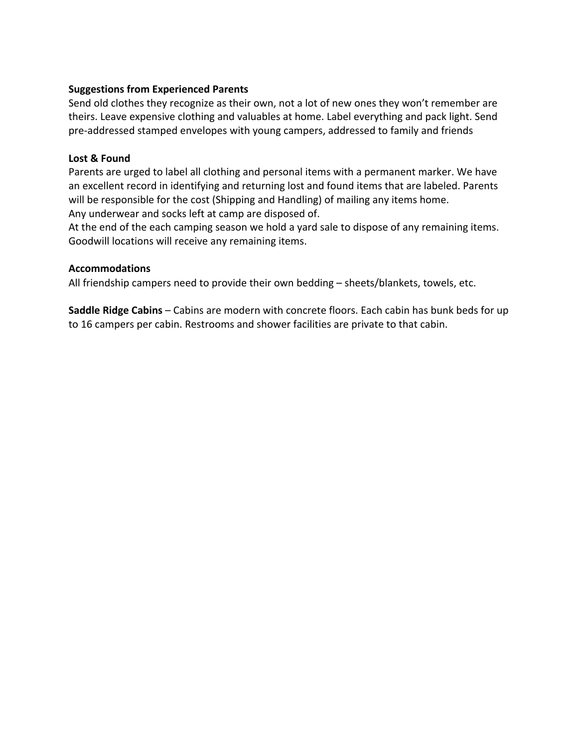**Suggestions from Experienced Parents**

Send old clothes they recognize as their own, not a lot of new ones they won't remember are theirs. Leave expensive clothing and valuables at home. Label everything and pack light. Send pre-addressed stamped envelopes with young campers, addressed to family and friends

**Lost & Found**

Parents are urged to label all clothing and personal items with a permanent marker. We have an excellent record in identifying and returning lost and found items that are labeled. Parents will be responsible for the cost (Shipping and Handling) of mailing any items home.
Any underwear and socks left at camp are disposed of.
At the end of the each camping season we hold a yard sale to dispose of any remaining items. Goodwill locations will receive any remaining items.

**Accommodations**

All friendship campers need to provide their own bedding – sheets/blankets, towels, etc.

**Saddle Ridge Cabins** – Cabins are modern with concrete floors. Each cabin has bunk beds for up to 16 campers per cabin. Restrooms and shower facilities are private to that cabin.